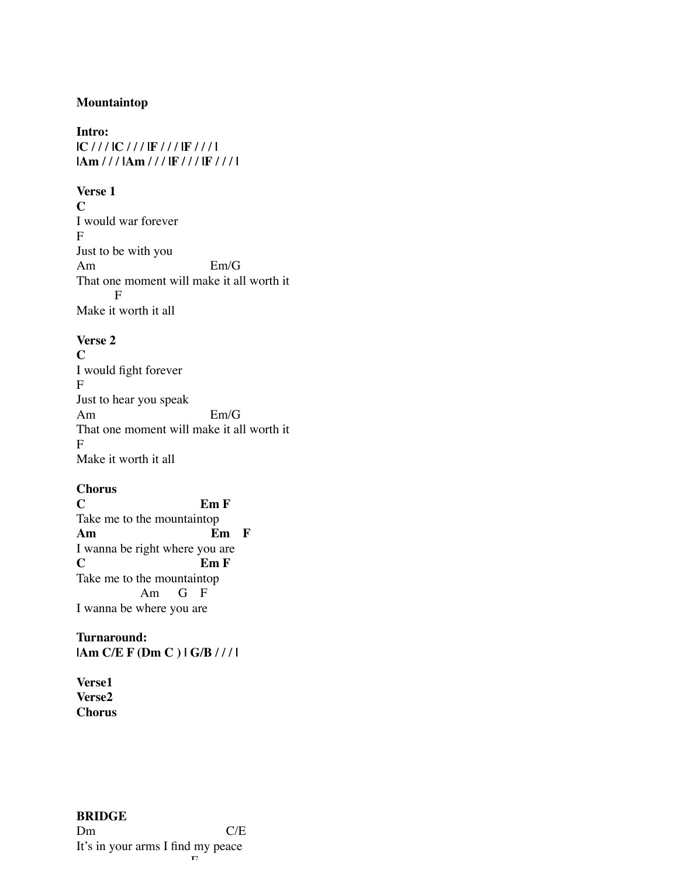**Mountaintop**

**Intro:**
**|C / / / |C / / / |F / / / |F / / / |**
**|Am / / / |Am / / / |F / / / |F / / / |**

**Verse 1**

```
C
I would war forever
F
Just to be with you
Am                               Em/G
That one moment will make it all worth it
          F
Make it worth it all
```

**Verse 2**

```
C
I would fight forever
F
Just to hear you speak
Am                               Em/G
That one moment will make it all worth it
F
Make it worth it all
```

**Chorus**

```
C                            Em F
Take me to the mountaintop
Am                              Em    F
I wanna be right where you are
C                            Em F
Take me to the mountaintop
                Am     G    F
I wanna be where you are
```

**Turnaround:**
**|Am C/E F (Dm C ) | G/B / / / |**

**Verse1**
**Verse2**
**Chorus**

**BRIDGE**

```
Dm                                  C/E
It's in your arms I find my peace
```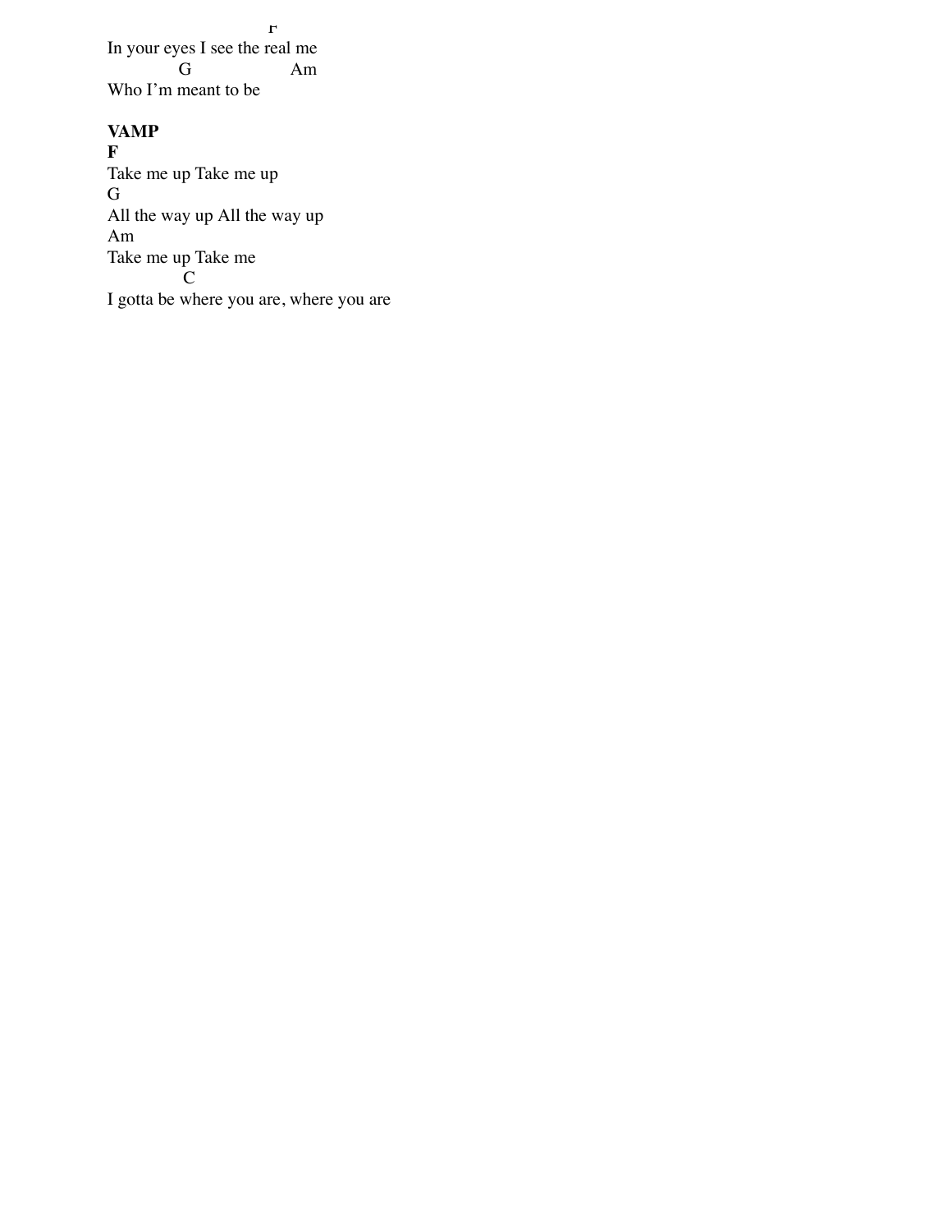```
                          F
In your eyes I see the real me
             G                  Am
Who I'm meant to be
```

**VAMP**

```
F
Take me up Take me up
G
All the way up All the way up
Am
Take me up Take me
              C
I gotta be where you are, where you are
```